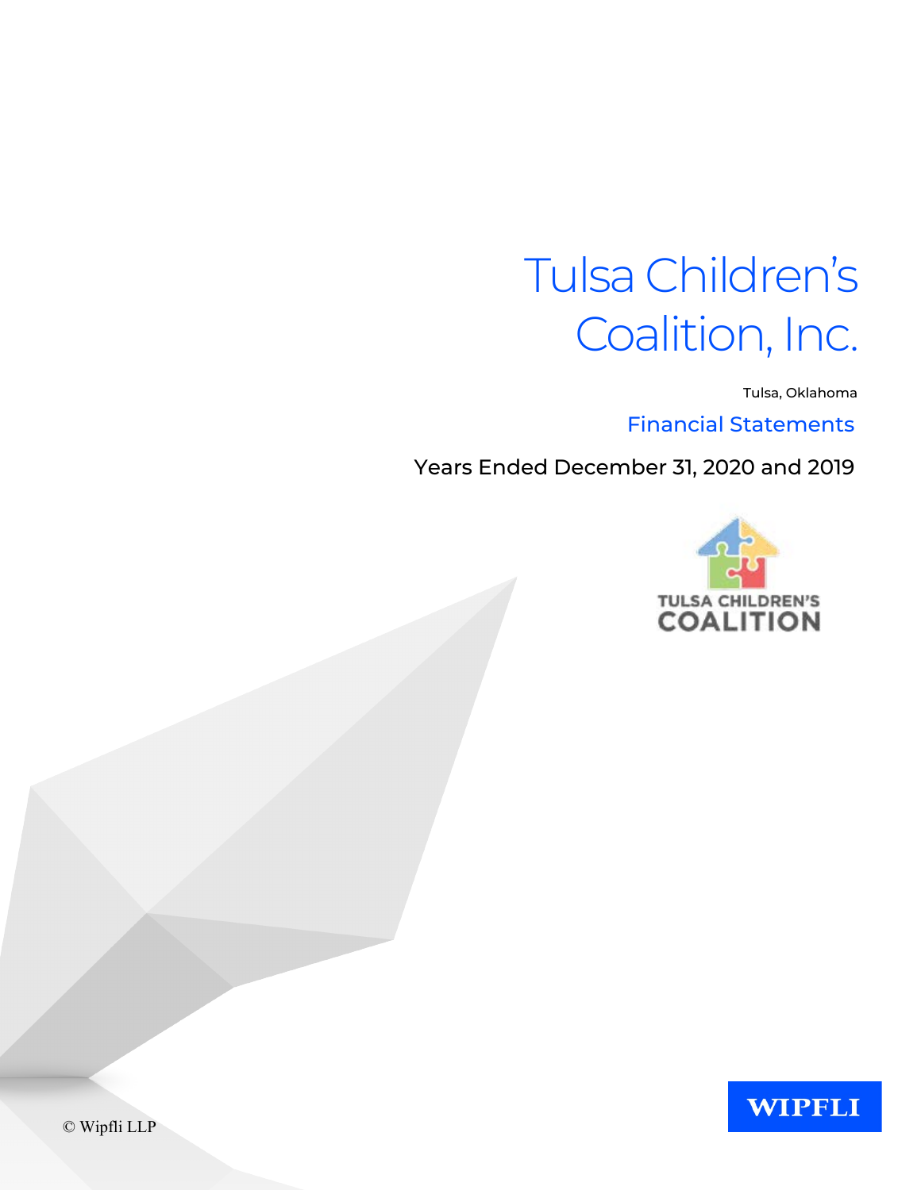# Tulsa Children's Coalition, Inc.

Tulsa, Oklahoma

## Financial Statements

Years Ended December 31, 2020 and 2019

TULSA CHILDREN'S COALITION

WIPFLI

© Wipfli LLP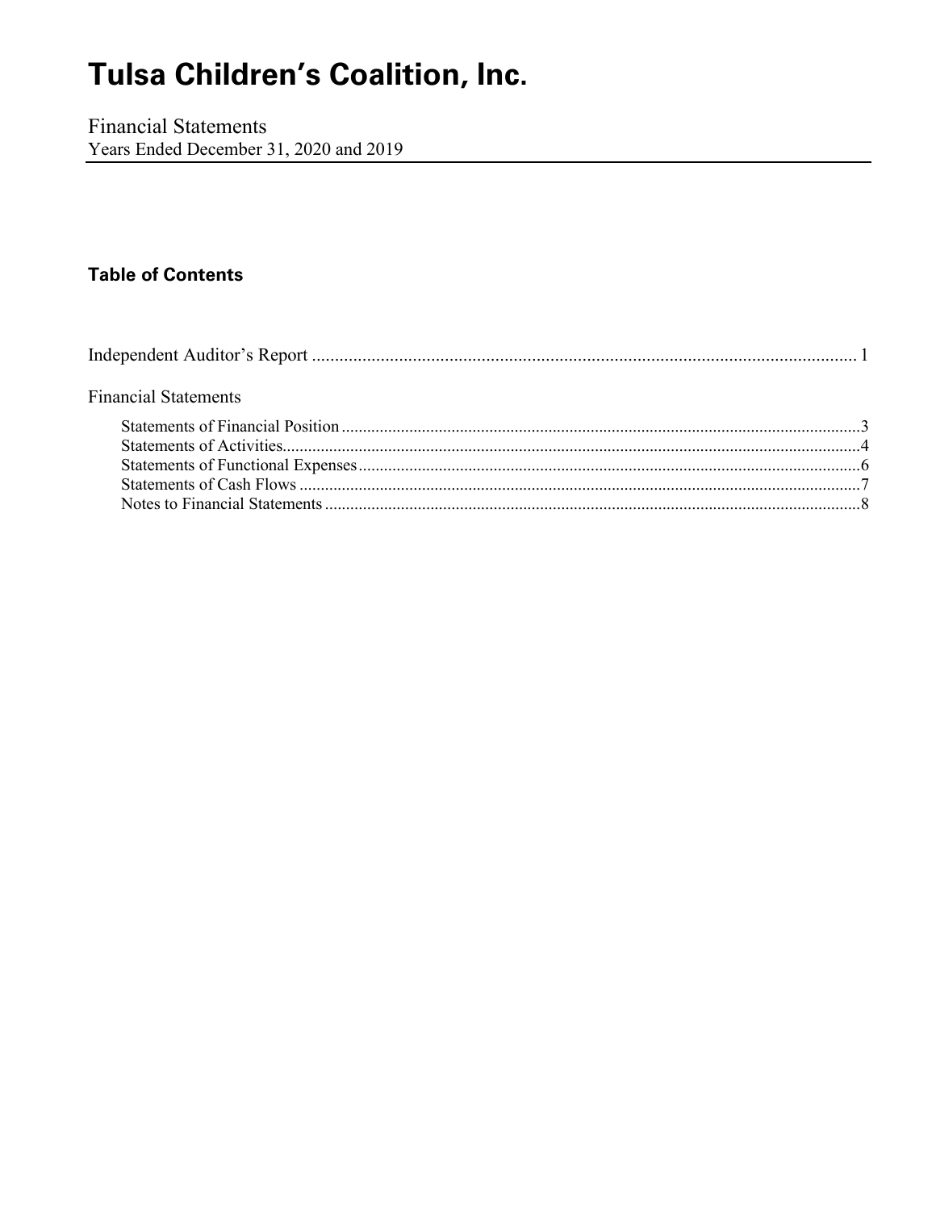# Tulsa Children's Coalition, Inc.

Financial Statements
Years Ended December 31, 2020 and 2019

### Table of Contents

| | |
|---|---|
| Independent Auditor's Report | 1 |
| **Financial Statements** | |
| Statements of Financial Position | 3 |
| Statements of Activities | 4 |
| Statements of Functional Expenses | 6 |
| Statements of Cash Flows | 7 |
| Notes to Financial Statements | 8 |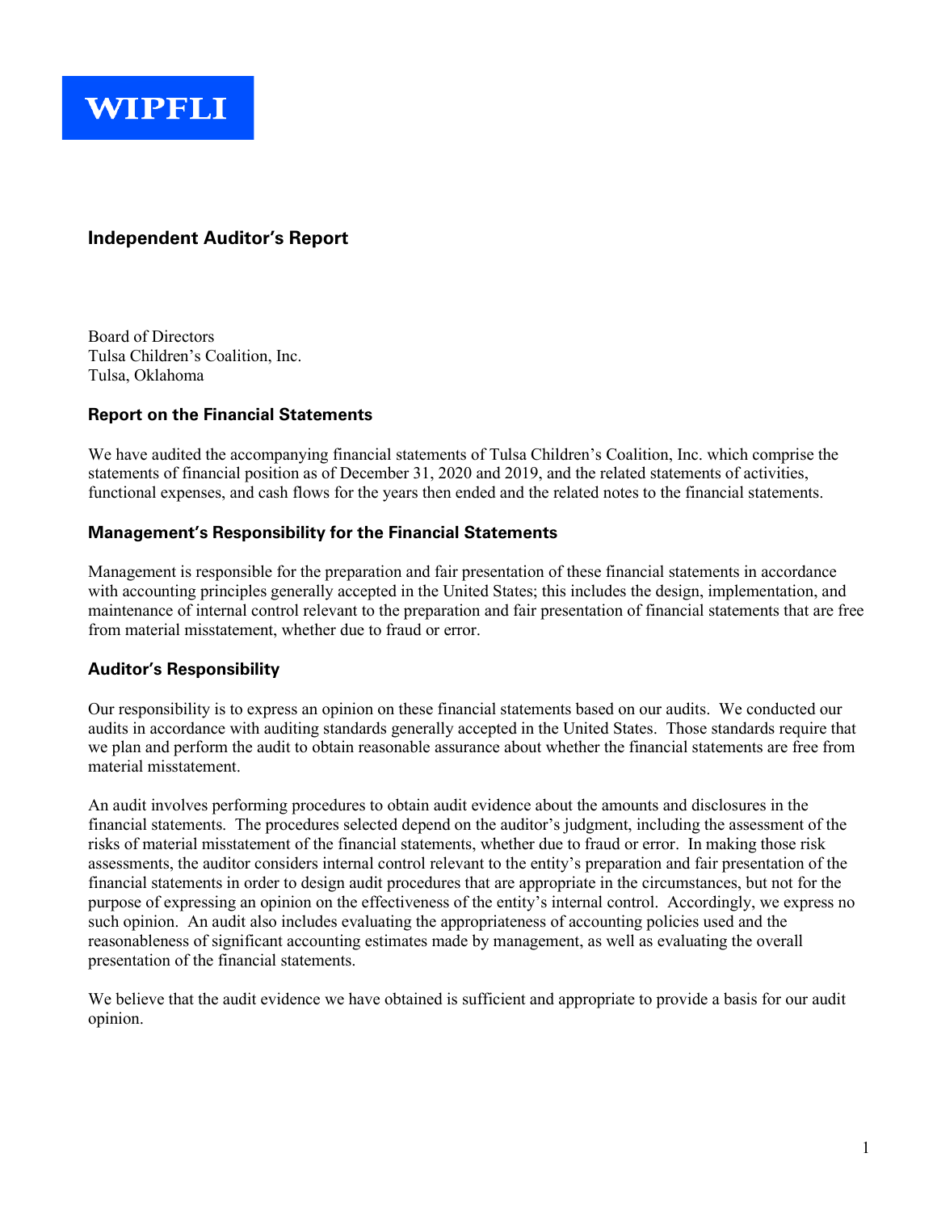WIPFLI

# Independent Auditor's Report

Board of Directors
Tulsa Children's Coalition, Inc.
Tulsa, Oklahoma

## Report on the Financial Statements

We have audited the accompanying financial statements of Tulsa Children's Coalition, Inc. which comprise the statements of financial position as of December 31, 2020 and 2019, and the related statements of activities, functional expenses, and cash flows for the years then ended and the related notes to the financial statements.

## Management's Responsibility for the Financial Statements

Management is responsible for the preparation and fair presentation of these financial statements in accordance with accounting principles generally accepted in the United States; this includes the design, implementation, and maintenance of internal control relevant to the preparation and fair presentation of financial statements that are free from material misstatement, whether due to fraud or error.

## Auditor's Responsibility

Our responsibility is to express an opinion on these financial statements based on our audits. We conducted our audits in accordance with auditing standards generally accepted in the United States. Those standards require that we plan and perform the audit to obtain reasonable assurance about whether the financial statements are free from material misstatement.

An audit involves performing procedures to obtain audit evidence about the amounts and disclosures in the financial statements. The procedures selected depend on the auditor's judgment, including the assessment of the risks of material misstatement of the financial statements, whether due to fraud or error. In making those risk assessments, the auditor considers internal control relevant to the entity's preparation and fair presentation of the financial statements in order to design audit procedures that are appropriate in the circumstances, but not for the purpose of expressing an opinion on the effectiveness of the entity's internal control. Accordingly, we express no such opinion. An audit also includes evaluating the appropriateness of accounting policies used and the reasonableness of significant accounting estimates made by management, as well as evaluating the overall presentation of the financial statements.

We believe that the audit evidence we have obtained is sufficient and appropriate to provide a basis for our audit opinion.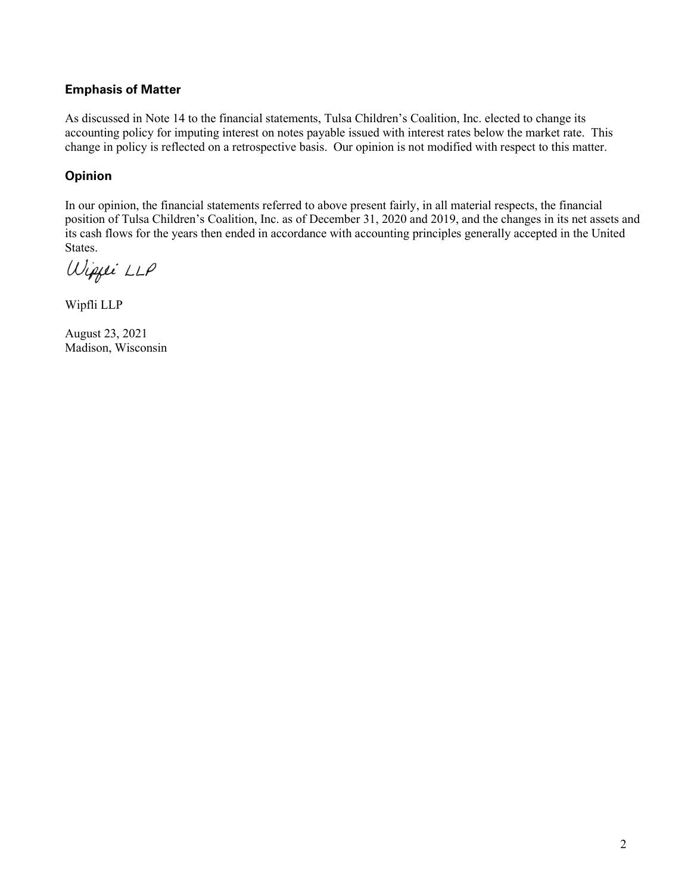### Emphasis of Matter

As discussed in Note 14 to the financial statements, Tulsa Children's Coalition, Inc. elected to change its accounting policy for imputing interest on notes payable issued with interest rates below the market rate. This change in policy is reflected on a retrospective basis. Our opinion is not modified with respect to this matter.

### Opinion

In our opinion, the financial statements referred to above present fairly, in all material respects, the financial position of Tulsa Children's Coalition, Inc. as of December 31, 2020 and 2019, and the changes in its net assets and its cash flows for the years then ended in accordance with accounting principles generally accepted in the United States.

*Wipfli LLP*

Wipfli LLP

August 23, 2021
Madison, Wisconsin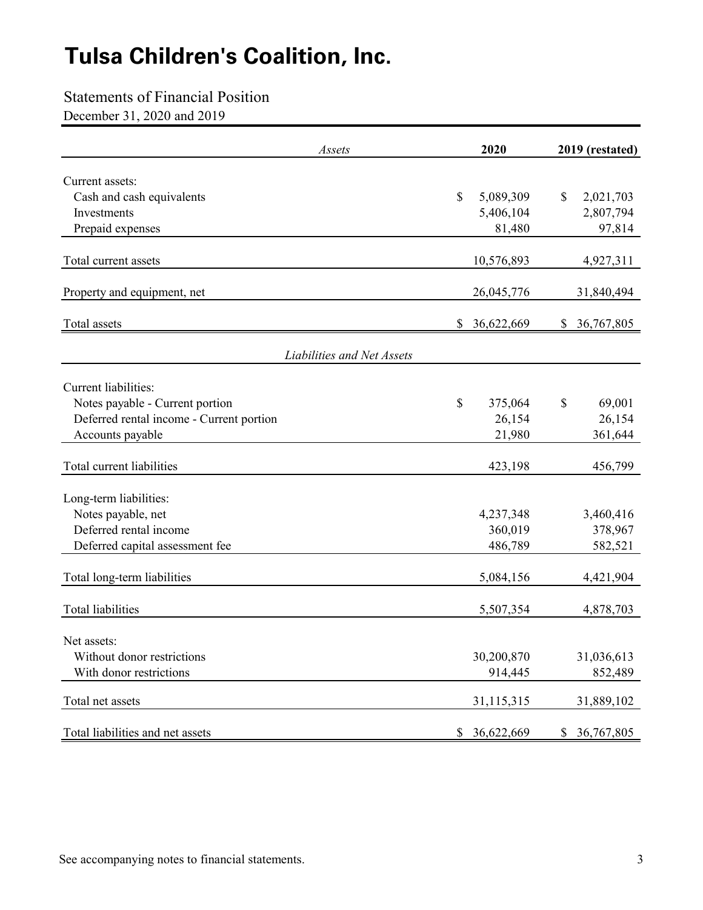# Tulsa Children's Coalition, Inc.

## Statements of Financial Position

December 31, 2020 and 2019

| *Assets* | 2020 | 2019 (restated) |
|---|---|---|
| Current assets: | | |
| Cash and cash equivalents | $ 5,089,309 | $ 2,021,703 |
| Investments | 5,406,104 | 2,807,794 |
| Prepaid expenses | 81,480 | 97,814 |
| Total current assets | 10,576,893 | 4,927,311 |
| Property and equipment, net | 26,045,776 | 31,840,494 |
| Total assets | $ 36,622,669 | $ 36,767,805 |
| *Liabilities and Net Assets* | | |
| Current liabilities: | | |
| Notes payable - Current portion | $ 375,064 | $ 69,001 |
| Deferred rental income - Current portion | 26,154 | 26,154 |
| Accounts payable | 21,980 | 361,644 |
| Total current liabilities | 423,198 | 456,799 |
| Long-term liabilities: | | |
| Notes payable, net | 4,237,348 | 3,460,416 |
| Deferred rental income | 360,019 | 378,967 |
| Deferred capital assessment fee | 486,789 | 582,521 |
| Total long-term liabilities | 5,084,156 | 4,421,904 |
| Total liabilities | 5,507,354 | 4,878,703 |
| Net assets: | | |
| Without donor restrictions | 30,200,870 | 31,036,613 |
| With donor restrictions | 914,445 | 852,489 |
| Total net assets | 31,115,315 | 31,889,102 |
| Total liabilities and net assets | $ 36,622,669 | $ 36,767,805 |

See accompanying notes to financial statements.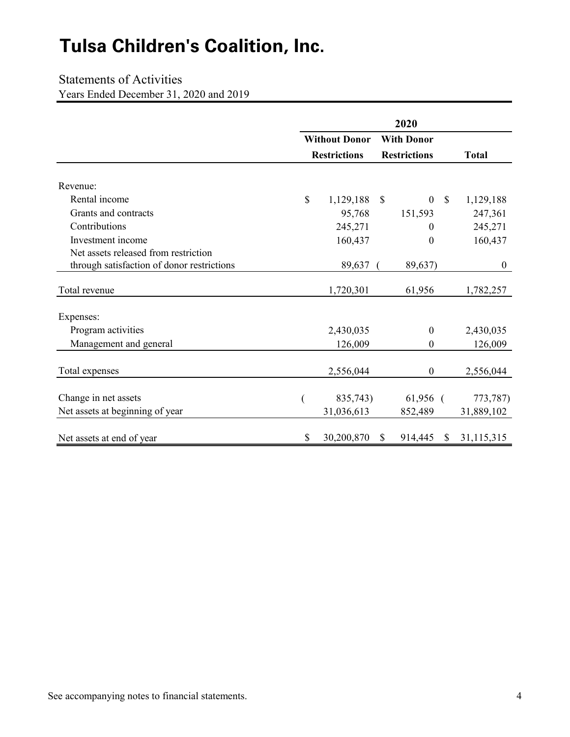# Tulsa Children's Coalition, Inc.

Statements of Activities
Years Ended December 31, 2020 and 2019

| | 2020 | | |
|---|---|---|---|
| | Without Donor Restrictions | With Donor Restrictions | Total |
| Revenue: | | | |
| Rental income | $ 1,129,188 | $ 0 | $ 1,129,188 |
| Grants and contracts | 95,768 | 151,593 | 247,361 |
| Contributions | 245,271 | 0 | 245,271 |
| Investment income | 160,437 | 0 | 160,437 |
| Net assets released from restriction through satisfaction of donor restrictions | 89,637 | (89,637) | 0 |
| Total revenue | 1,720,301 | 61,956 | 1,782,257 |
| Expenses: | | | |
| Program activities | 2,430,035 | 0 | 2,430,035 |
| Management and general | 126,009 | 0 | 126,009 |
| Total expenses | 2,556,044 | 0 | 2,556,044 |
| Change in net assets | (835,743) | 61,956 | (773,787) |
| Net assets at beginning of year | 31,036,613 | 852,489 | 31,889,102 |
| Net assets at end of year | $ 30,200,870 | $ 914,445 | $ 31,115,315 |

See accompanying notes to financial statements.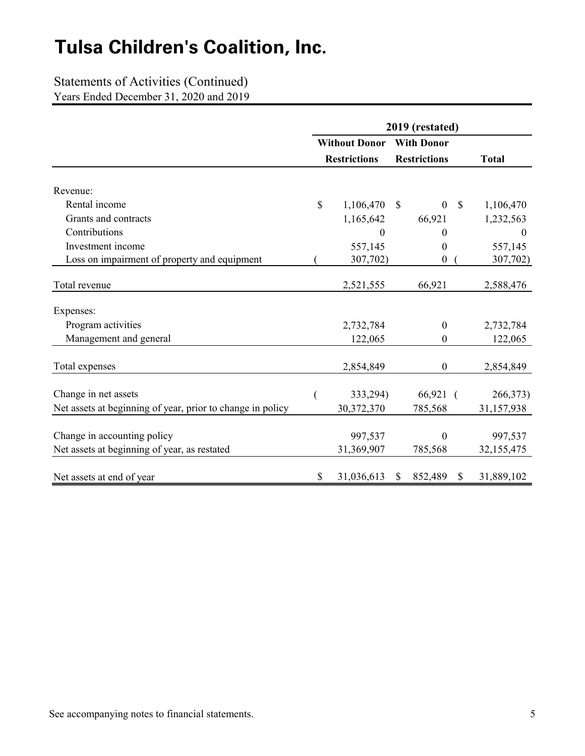# Tulsa Children's Coalition, Inc.

Statements of Activities (Continued)
Years Ended December 31, 2020 and 2019

| | 2019 (restated) | | |
|---|---|---|---|
| | Without Donor Restrictions | With Donor Restrictions | Total |
| Revenue: | | | |
| Rental income | $ 1,106,470 | $ 0 | $ 1,106,470 |
| Grants and contracts | 1,165,642 | 66,921 | 1,232,563 |
| Contributions | 0 | 0 | 0 |
| Investment income | 557,145 | 0 | 557,145 |
| Loss on impairment of property and equipment | ( 307,702) | 0 | ( 307,702) |
| Total revenue | 2,521,555 | 66,921 | 2,588,476 |
| Expenses: | | | |
| Program activities | 2,732,784 | 0 | 2,732,784 |
| Management and general | 122,065 | 0 | 122,065 |
| Total expenses | 2,854,849 | 0 | 2,854,849 |
| Change in net assets | ( 333,294) | 66,921 | ( 266,373) |
| Net assets at beginning of year, prior to change in policy | 30,372,370 | 785,568 | 31,157,938 |
| Change in accounting policy | 997,537 | 0 | 997,537 |
| Net assets at beginning of year, as restated | 31,369,907 | 785,568 | 32,155,475 |
| Net assets at end of year | $ 31,036,613 | $ 852,489 | $ 31,889,102 |

See accompanying notes to financial statements.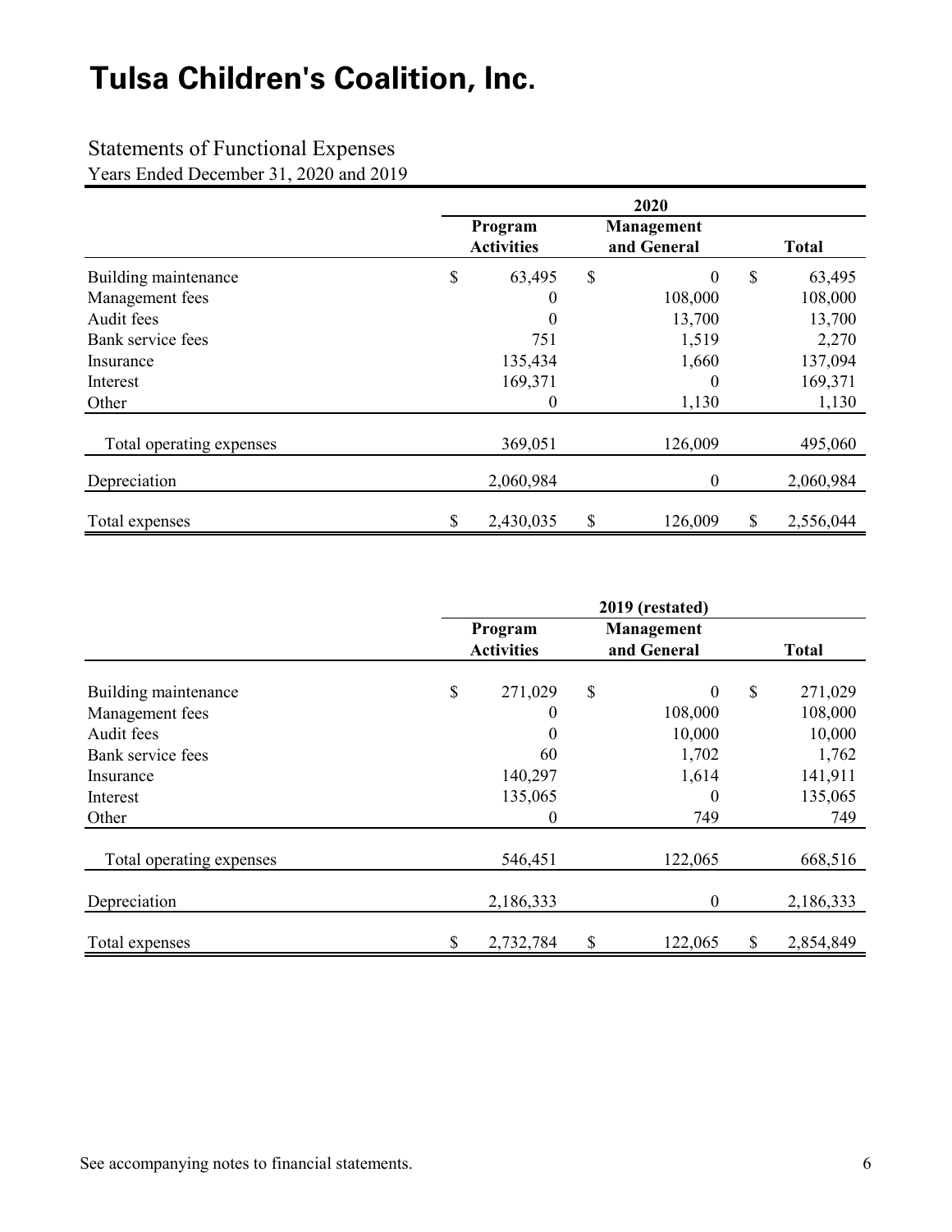# Tulsa Children's Coalition, Inc.

## Statements of Functional Expenses

Years Ended December 31, 2020 and 2019

| | 2020 | | |
|---|---|---|---|
| | Program Activities | Management and General | Total |
| Building maintenance | $ 63,495 | $ 0 | $ 63,495 |
| Management fees | 0 | 108,000 | 108,000 |
| Audit fees | 0 | 13,700 | 13,700 |
| Bank service fees | 751 | 1,519 | 2,270 |
| Insurance | 135,434 | 1,660 | 137,094 |
| Interest | 169,371 | 0 | 169,371 |
| Other | 0 | 1,130 | 1,130 |
| Total operating expenses | 369,051 | 126,009 | 495,060 |
| Depreciation | 2,060,984 | 0 | 2,060,984 |
| Total expenses | $ 2,430,035 | $ 126,009 | $ 2,556,044 |

| | 2019 (restated) | | |
|---|---|---|---|
| | Program Activities | Management and General | Total |
| Building maintenance | $ 271,029 | $ 0 | $ 271,029 |
| Management fees | 0 | 108,000 | 108,000 |
| Audit fees | 0 | 10,000 | 10,000 |
| Bank service fees | 60 | 1,702 | 1,762 |
| Insurance | 140,297 | 1,614 | 141,911 |
| Interest | 135,065 | 0 | 135,065 |
| Other | 0 | 749 | 749 |
| Total operating expenses | 546,451 | 122,065 | 668,516 |
| Depreciation | 2,186,333 | 0 | 2,186,333 |
| Total expenses | $ 2,732,784 | $ 122,065 | $ 2,854,849 |

See accompanying notes to financial statements.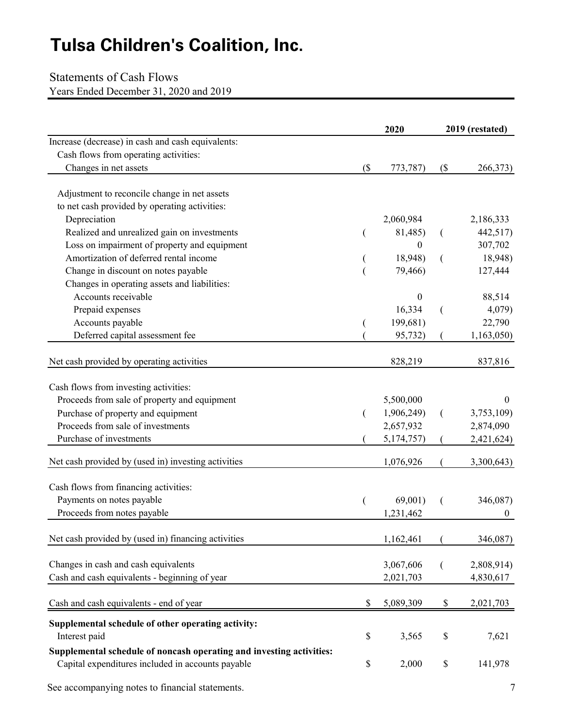# Tulsa Children's Coalition, Inc.

Statements of Cash Flows

Years Ended December 31, 2020 and 2019

| | 2020 | 2019 (restated) |
|---|---|---|
| Increase (decrease) in cash and cash equivalents: | | |
| Cash flows from operating activities: | | |
| Changes in net assets | ($ 773,787) | ($ 266,373) |
| Adjustment to reconcile change in net assets to net cash provided by operating activities: | | |
| Depreciation | 2,060,984 | 2,186,333 |
| Realized and unrealized gain on investments | ( 81,485) | ( 442,517) |
| Loss on impairment of property and equipment | 0 | 307,702 |
| Amortization of deferred rental income | ( 18,948) | ( 18,948) |
| Change in discount on notes payable | ( 79,466) | 127,444 |
| Changes in operating assets and liabilities: | | |
| Accounts receivable | 0 | 88,514 |
| Prepaid expenses | 16,334 | ( 4,079) |
| Accounts payable | ( 199,681) | 22,790 |
| Deferred capital assessment fee | ( 95,732) | ( 1,163,050) |
| Net cash provided by operating activities | 828,219 | 837,816 |
| Cash flows from investing activities: | | |
| Proceeds from sale of property and equipment | 5,500,000 | 0 |
| Purchase of property and equipment | ( 1,906,249) | ( 3,753,109) |
| Proceeds from sale of investments | 2,657,932 | 2,874,090 |
| Purchase of investments | ( 5,174,757) | ( 2,421,624) |
| Net cash provided by (used in) investing activities | 1,076,926 | ( 3,300,643) |
| Cash flows from financing activities: | | |
| Payments on notes payable | ( 69,001) | ( 346,087) |
| Proceeds from notes payable | 1,231,462 | 0 |
| Net cash provided by (used in) financing activities | 1,162,461 | ( 346,087) |
| Changes in cash and cash equivalents | 3,067,606 | ( 2,808,914) |
| Cash and cash equivalents - beginning of year | 2,021,703 | 4,830,617 |
| Cash and cash equivalents - end of year | $ 5,089,309 | $ 2,021,703 |
| **Supplemental schedule of other operating activity:** | | |
| Interest paid | $ 3,565 | $ 7,621 |
| **Supplemental schedule of noncash operating and investing activities:** | | |
| Capital expenditures included in accounts payable | $ 2,000 | $ 141,978 |

See accompanying notes to financial statements.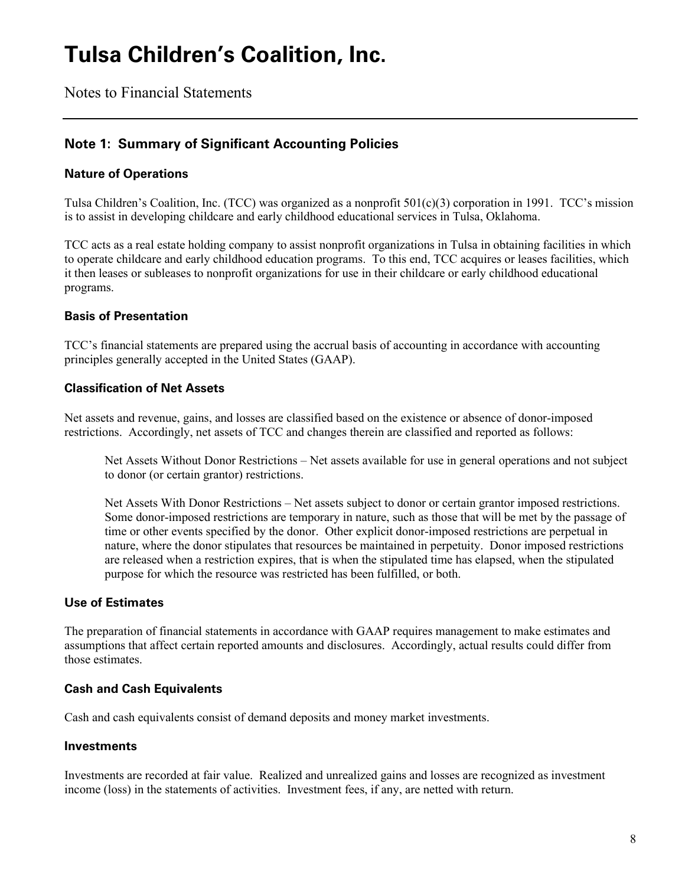# Tulsa Children's Coalition, Inc.

Notes to Financial Statements

## Note 1: Summary of Significant Accounting Policies

### Nature of Operations

Tulsa Children's Coalition, Inc. (TCC) was organized as a nonprofit 501(c)(3) corporation in 1991. TCC's mission is to assist in developing childcare and early childhood educational services in Tulsa, Oklahoma.

TCC acts as a real estate holding company to assist nonprofit organizations in Tulsa in obtaining facilities in which to operate childcare and early childhood education programs. To this end, TCC acquires or leases facilities, which it then leases or subleases to nonprofit organizations for use in their childcare or early childhood educational programs.

### Basis of Presentation

TCC's financial statements are prepared using the accrual basis of accounting in accordance with accounting principles generally accepted in the United States (GAAP).

### Classification of Net Assets

Net assets and revenue, gains, and losses are classified based on the existence or absence of donor-imposed restrictions. Accordingly, net assets of TCC and changes therein are classified and reported as follows:

> Net Assets Without Donor Restrictions – Net assets available for use in general operations and not subject to donor (or certain grantor) restrictions.
>
> Net Assets With Donor Restrictions – Net assets subject to donor or certain grantor imposed restrictions. Some donor-imposed restrictions are temporary in nature, such as those that will be met by the passage of time or other events specified by the donor. Other explicit donor-imposed restrictions are perpetual in nature, where the donor stipulates that resources be maintained in perpetuity. Donor imposed restrictions are released when a restriction expires, that is when the stipulated time has elapsed, when the stipulated purpose for which the resource was restricted has been fulfilled, or both.

### Use of Estimates

The preparation of financial statements in accordance with GAAP requires management to make estimates and assumptions that affect certain reported amounts and disclosures. Accordingly, actual results could differ from those estimates.

### Cash and Cash Equivalents

Cash and cash equivalents consist of demand deposits and money market investments.

### Investments

Investments are recorded at fair value. Realized and unrealized gains and losses are recognized as investment income (loss) in the statements of activities. Investment fees, if any, are netted with return.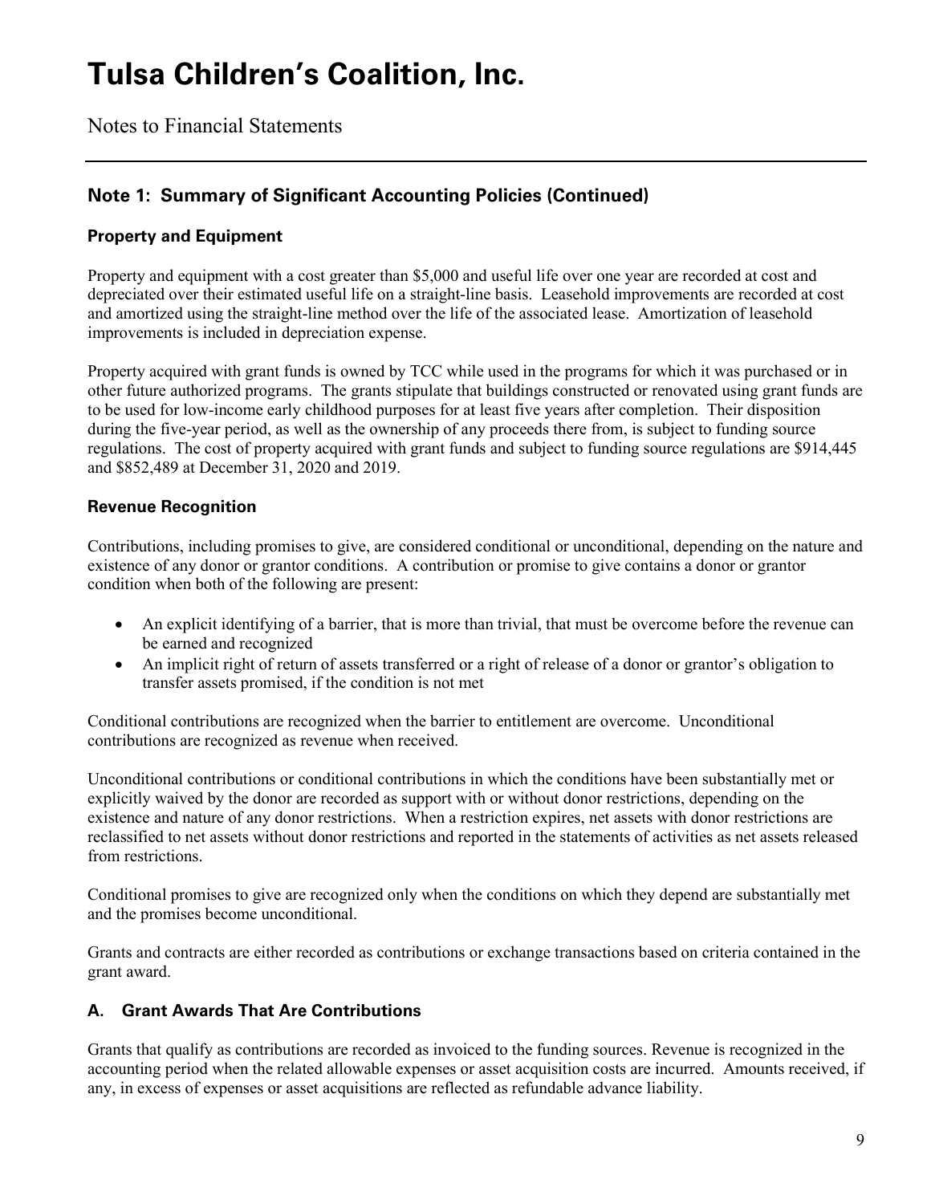# Tulsa Children's Coalition, Inc.

Notes to Financial Statements

## Note 1: Summary of Significant Accounting Policies (Continued)

### Property and Equipment

Property and equipment with a cost greater than $5,000 and useful life over one year are recorded at cost and depreciated over their estimated useful life on a straight-line basis. Leasehold improvements are recorded at cost and amortized using the straight-line method over the life of the associated lease. Amortization of leasehold improvements is included in depreciation expense.

Property acquired with grant funds is owned by TCC while used in the programs for which it was purchased or in other future authorized programs. The grants stipulate that buildings constructed or renovated using grant funds are to be used for low-income early childhood purposes for at least five years after completion. Their disposition during the five-year period, as well as the ownership of any proceeds there from, is subject to funding source regulations. The cost of property acquired with grant funds and subject to funding source regulations are $914,445 and $852,489 at December 31, 2020 and 2019.

### Revenue Recognition

Contributions, including promises to give, are considered conditional or unconditional, depending on the nature and existence of any donor or grantor conditions. A contribution or promise to give contains a donor or grantor condition when both of the following are present:

- An explicit identifying of a barrier, that is more than trivial, that must be overcome before the revenue can be earned and recognized
- An implicit right of return of assets transferred or a right of release of a donor or grantor's obligation to transfer assets promised, if the condition is not met

Conditional contributions are recognized when the barrier to entitlement are overcome. Unconditional contributions are recognized as revenue when received.

Unconditional contributions or conditional contributions in which the conditions have been substantially met or explicitly waived by the donor are recorded as support with or without donor restrictions, depending on the existence and nature of any donor restrictions. When a restriction expires, net assets with donor restrictions are reclassified to net assets without donor restrictions and reported in the statements of activities as net assets released from restrictions.

Conditional promises to give are recognized only when the conditions on which they depend are substantially met and the promises become unconditional.

Grants and contracts are either recorded as contributions or exchange transactions based on criteria contained in the grant award.

### A. Grant Awards That Are Contributions

Grants that qualify as contributions are recorded as invoiced to the funding sources. Revenue is recognized in the accounting period when the related allowable expenses or asset acquisition costs are incurred. Amounts received, if any, in excess of expenses or asset acquisitions are reflected as refundable advance liability.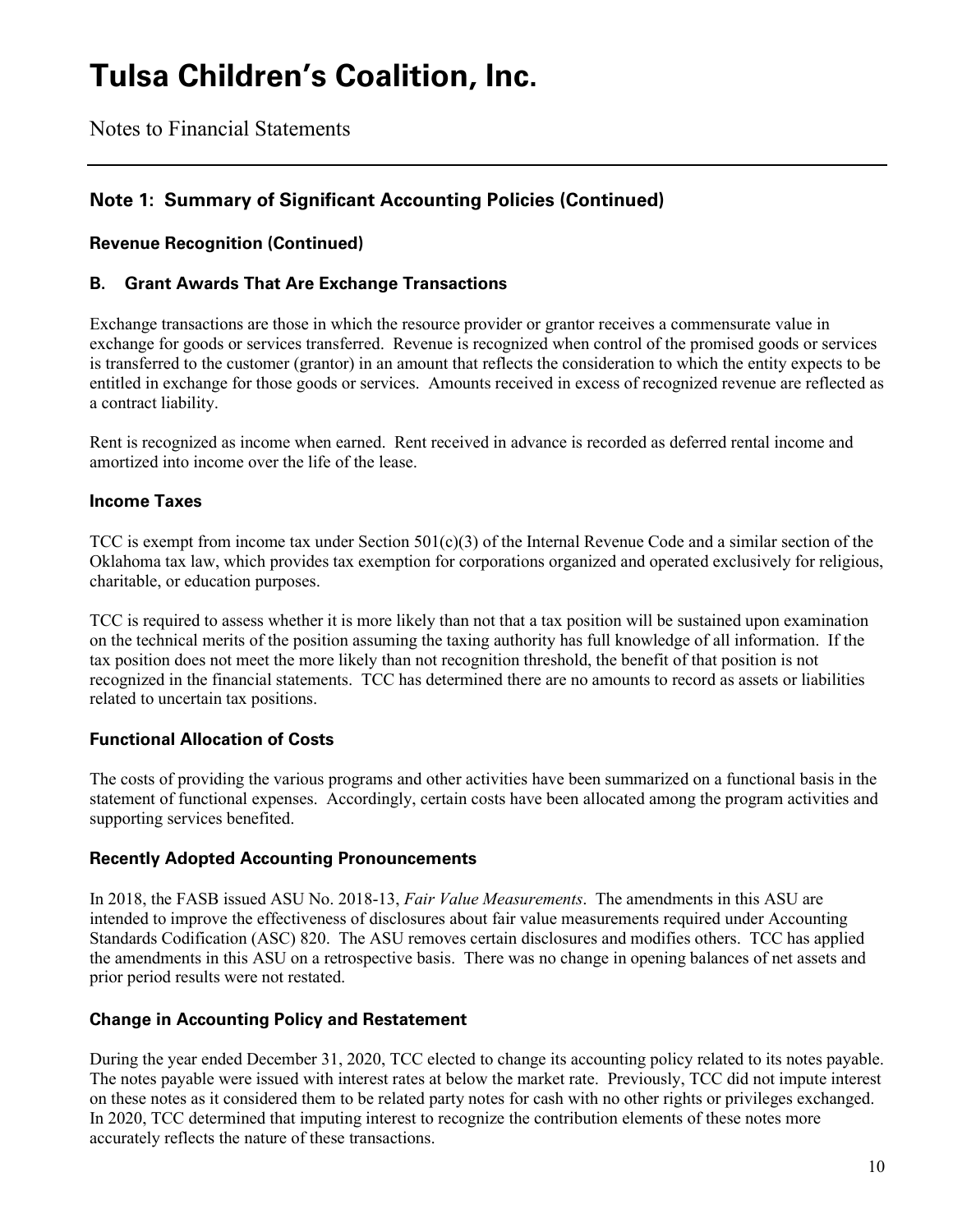# Tulsa Children's Coalition, Inc.

Notes to Financial Statements

## Note 1: Summary of Significant Accounting Policies (Continued)

### Revenue Recognition (Continued)

### B. Grant Awards That Are Exchange Transactions

Exchange transactions are those in which the resource provider or grantor receives a commensurate value in exchange for goods or services transferred. Revenue is recognized when control of the promised goods or services is transferred to the customer (grantor) in an amount that reflects the consideration to which the entity expects to be entitled in exchange for those goods or services. Amounts received in excess of recognized revenue are reflected as a contract liability.

Rent is recognized as income when earned. Rent received in advance is recorded as deferred rental income and amortized into income over the life of the lease.

### Income Taxes

TCC is exempt from income tax under Section 501(c)(3) of the Internal Revenue Code and a similar section of the Oklahoma tax law, which provides tax exemption for corporations organized and operated exclusively for religious, charitable, or education purposes.

TCC is required to assess whether it is more likely than not that a tax position will be sustained upon examination on the technical merits of the position assuming the taxing authority has full knowledge of all information. If the tax position does not meet the more likely than not recognition threshold, the benefit of that position is not recognized in the financial statements. TCC has determined there are no amounts to record as assets or liabilities related to uncertain tax positions.

### Functional Allocation of Costs

The costs of providing the various programs and other activities have been summarized on a functional basis in the statement of functional expenses. Accordingly, certain costs have been allocated among the program activities and supporting services benefited.

### Recently Adopted Accounting Pronouncements

In 2018, the FASB issued ASU No. 2018-13, *Fair Value Measurements*. The amendments in this ASU are intended to improve the effectiveness of disclosures about fair value measurements required under Accounting Standards Codification (ASC) 820. The ASU removes certain disclosures and modifies others. TCC has applied the amendments in this ASU on a retrospective basis. There was no change in opening balances of net assets and prior period results were not restated.

### Change in Accounting Policy and Restatement

During the year ended December 31, 2020, TCC elected to change its accounting policy related to its notes payable. The notes payable were issued with interest rates at below the market rate. Previously, TCC did not impute interest on these notes as it considered them to be related party notes for cash with no other rights or privileges exchanged. In 2020, TCC determined that imputing interest to recognize the contribution elements of these notes more accurately reflects the nature of these transactions.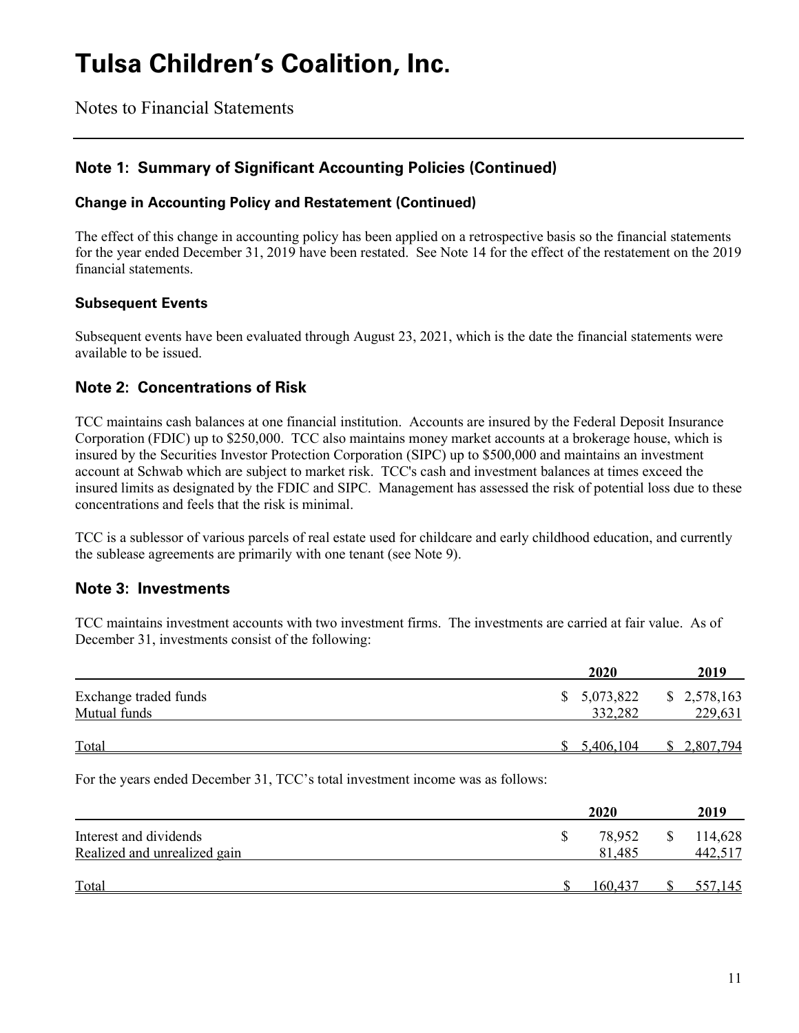# Tulsa Children's Coalition, Inc.

Notes to Financial Statements

## Note 1: Summary of Significant Accounting Policies (Continued)

### Change in Accounting Policy and Restatement (Continued)

The effect of this change in accounting policy has been applied on a retrospective basis so the financial statements for the year ended December 31, 2019 have been restated. See Note 14 for the effect of the restatement on the 2019 financial statements.

### Subsequent Events

Subsequent events have been evaluated through August 23, 2021, which is the date the financial statements were available to be issued.

## Note 2: Concentrations of Risk

TCC maintains cash balances at one financial institution. Accounts are insured by the Federal Deposit Insurance Corporation (FDIC) up to $250,000. TCC also maintains money market accounts at a brokerage house, which is insured by the Securities Investor Protection Corporation (SIPC) up to $500,000 and maintains an investment account at Schwab which are subject to market risk. TCC's cash and investment balances at times exceed the insured limits as designated by the FDIC and SIPC. Management has assessed the risk of potential loss due to these concentrations and feels that the risk is minimal.

TCC is a sublessor of various parcels of real estate used for childcare and early childhood education, and currently the sublease agreements are primarily with one tenant (see Note 9).

## Note 3: Investments

TCC maintains investment accounts with two investment firms. The investments are carried at fair value. As of December 31, investments consist of the following:

| | 2020 | 2019 |
|---|---|---|
| Exchange traded funds | $ 5,073,822 | $ 2,578,163 |
| Mutual funds | 332,282 | 229,631 |
| Total | $ 5,406,104 | $ 2,807,794 |

For the years ended December 31, TCC's total investment income was as follows:

| | 2020 | 2019 |
|---|---|---|
| Interest and dividends | $ 78,952 | $ 114,628 |
| Realized and unrealized gain | 81,485 | 442,517 |
| Total | $ 160,437 | $ 557,145 |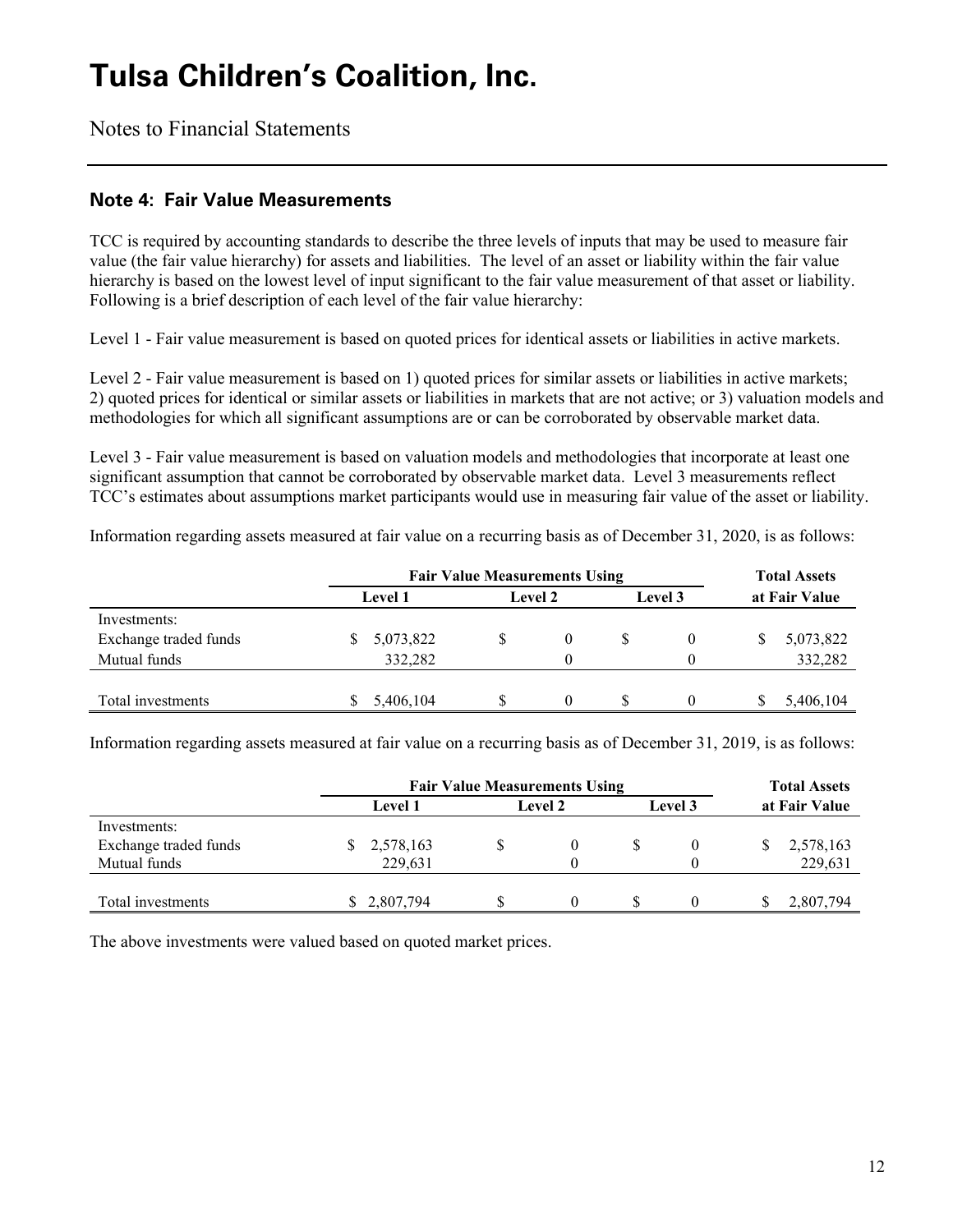# Tulsa Children's Coalition, Inc.

Notes to Financial Statements

## Note 4: Fair Value Measurements

TCC is required by accounting standards to describe the three levels of inputs that may be used to measure fair value (the fair value hierarchy) for assets and liabilities. The level of an asset or liability within the fair value hierarchy is based on the lowest level of input significant to the fair value measurement of that asset or liability. Following is a brief description of each level of the fair value hierarchy:

Level 1 - Fair value measurement is based on quoted prices for identical assets or liabilities in active markets.

Level 2 - Fair value measurement is based on 1) quoted prices for similar assets or liabilities in active markets; 2) quoted prices for identical or similar assets or liabilities in markets that are not active; or 3) valuation models and methodologies for which all significant assumptions are or can be corroborated by observable market data.

Level 3 - Fair value measurement is based on valuation models and methodologies that incorporate at least one significant assumption that cannot be corroborated by observable market data. Level 3 measurements reflect TCC's estimates about assumptions market participants would use in measuring fair value of the asset or liability.

Information regarding assets measured at fair value on a recurring basis as of December 31, 2020, is as follows:

| | Fair Value Measurements Using | | | Total Assets |
|---|---|---|---|---|
| | Level 1 | Level 2 | Level 3 | at Fair Value |
| Investments: | | | | |
| Exchange traded funds | $ 5,073,822 | $ 0 | $ 0 | $ 5,073,822 |
| Mutual funds | 332,282 | 0 | 0 | 332,282 |
| Total investments | $ 5,406,104 | $ 0 | $ 0 | $ 5,406,104 |

Information regarding assets measured at fair value on a recurring basis as of December 31, 2019, is as follows:

| | Fair Value Measurements Using | | | Total Assets |
|---|---|---|---|---|
| | Level 1 | Level 2 | Level 3 | at Fair Value |
| Investments: | | | | |
| Exchange traded funds | $ 2,578,163 | $ 0 | $ 0 | $ 2,578,163 |
| Mutual funds | 229,631 | 0 | 0 | 229,631 |
| Total investments | $ 2,807,794 | $ 0 | $ 0 | $ 2,807,794 |

The above investments were valued based on quoted market prices.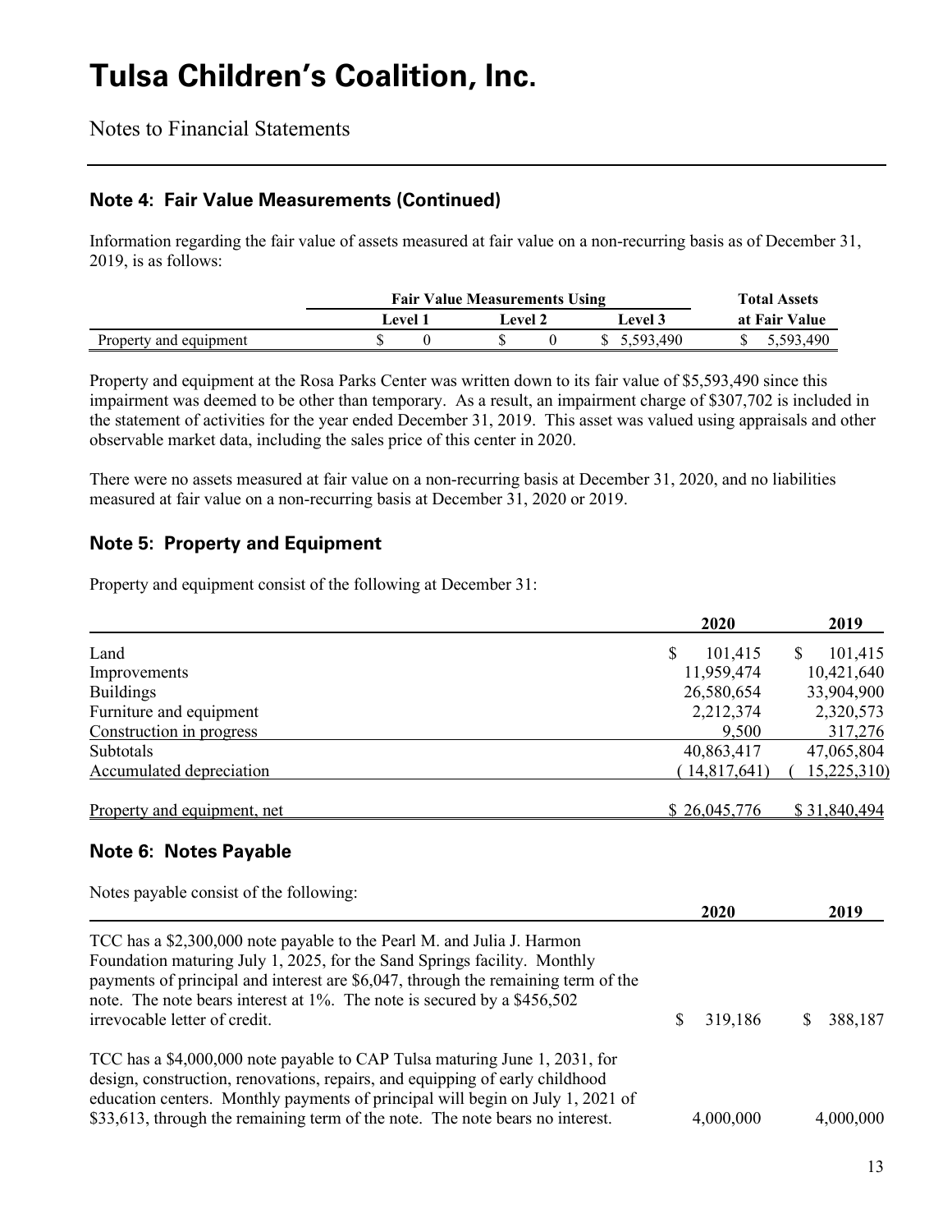# Tulsa Children's Coalition, Inc.

Notes to Financial Statements

## Note 4: Fair Value Measurements (Continued)

Information regarding the fair value of assets measured at fair value on a non-recurring basis as of December 31, 2019, is as follows:

| | Fair Value Measurements Using | | | Total Assets |
|---|---|---|---|---|
| | Level 1 | Level 2 | Level 3 | at Fair Value |
| Property and equipment | $ 0 | $ 0 | $ 5,593,490 | $ 5,593,490 |

Property and equipment at the Rosa Parks Center was written down to its fair value of $5,593,490 since this impairment was deemed to be other than temporary. As a result, an impairment charge of $307,702 is included in the statement of activities for the year ended December 31, 2019. This asset was valued using appraisals and other observable market data, including the sales price of this center in 2020.

There were no assets measured at fair value on a non-recurring basis at December 31, 2020, and no liabilities measured at fair value on a non-recurring basis at December 31, 2020 or 2019.

## Note 5: Property and Equipment

Property and equipment consist of the following at December 31:

| | 2020 | 2019 |
|---|---|---|
| Land | $ 101,415 | $ 101,415 |
| Improvements | 11,959,474 | 10,421,640 |
| Buildings | 26,580,654 | 33,904,900 |
| Furniture and equipment | 2,212,374 | 2,320,573 |
| Construction in progress | 9,500 | 317,276 |
| Subtotals | 40,863,417 | 47,065,804 |
| Accumulated depreciation | ( 14,817,641) | ( 15,225,310) |
| Property and equipment, net | $ 26,045,776 | $ 31,840,494 |

## Note 6: Notes Payable

Notes payable consist of the following:

| | 2020 | 2019 |
|---|---|---|
| TCC has a $2,300,000 note payable to the Pearl M. and Julia J. Harmon Foundation maturing July 1, 2025, for the Sand Springs facility. Monthly payments of principal and interest are $6,047, through the remaining term of the note. The note bears interest at 1%. The note is secured by a $456,502 irrevocable letter of credit. | $ 319,186 | $ 388,187 |
| TCC has a $4,000,000 note payable to CAP Tulsa maturing June 1, 2031, for design, construction, renovations, repairs, and equipping of early childhood education centers. Monthly payments of principal will begin on July 1, 2021 of $33,613, through the remaining term of the note. The note bears no interest. | 4,000,000 | 4,000,000 |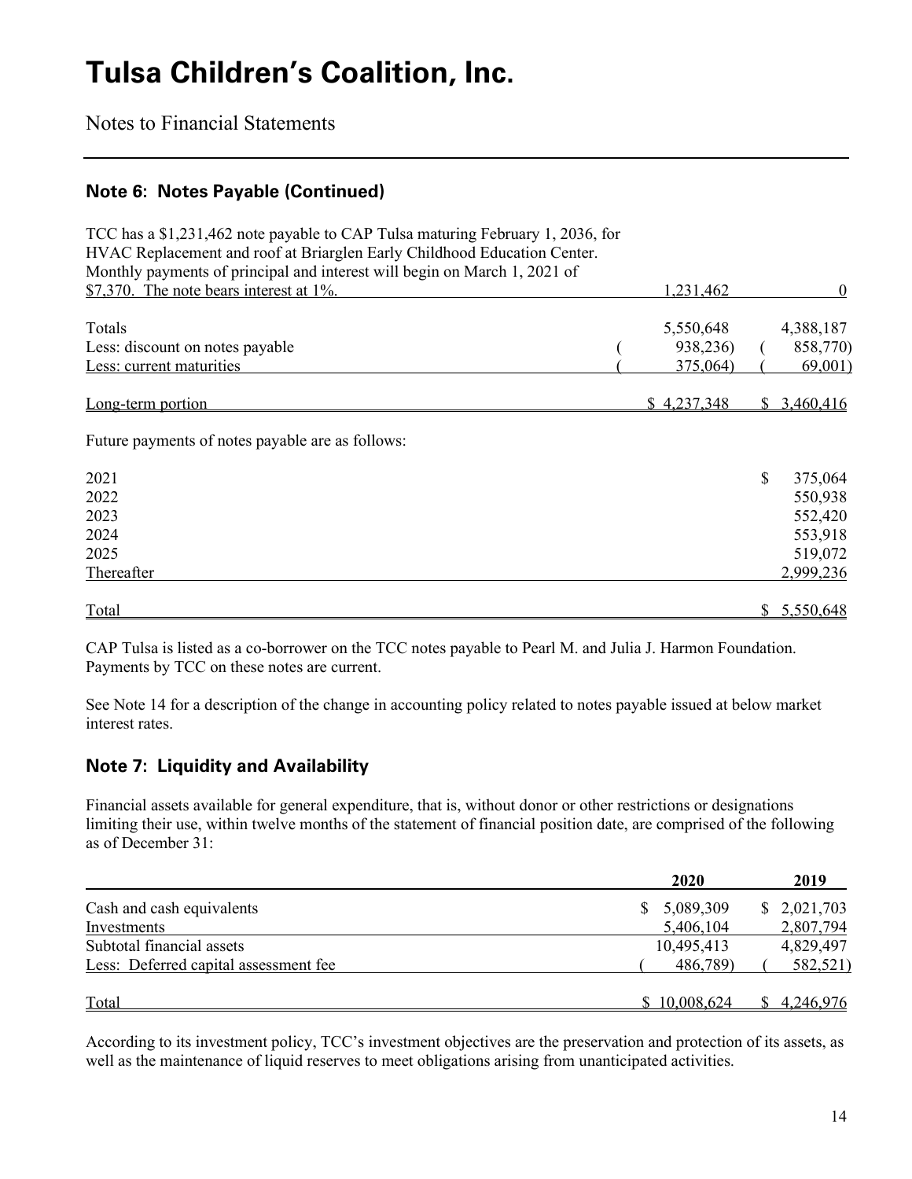# Tulsa Children's Coalition, Inc.

Notes to Financial Statements

## Note 6: Notes Payable (Continued)

| | | |
|---|---|---|
| TCC has a $1,231,462 note payable to CAP Tulsa maturing February 1, 2036, for HVAC Replacement and roof at Briarglen Early Childhood Education Center. Monthly payments of principal and interest will begin on March 1, 2021 of $7,370. The note bears interest at 1%. | 1,231,462 | 0 |
| Totals | 5,550,648 | 4,388,187 |
| Less: discount on notes payable | (938,236) | (858,770) |
| Less: current maturities | (375,064) | (69,001) |
| Long-term portion | $ 4,237,348 | $ 3,460,416 |

Future payments of notes payable are as follows:

| | |
|---|---|
| 2021 | $ 375,064 |
| 2022 | 550,938 |
| 2023 | 552,420 |
| 2024 | 553,918 |
| 2025 | 519,072 |
| Thereafter | 2,999,236 |
| Total | $ 5,550,648 |

CAP Tulsa is listed as a co-borrower on the TCC notes payable to Pearl M. and Julia J. Harmon Foundation. Payments by TCC on these notes are current.

See Note 14 for a description of the change in accounting policy related to notes payable issued at below market interest rates.

## Note 7: Liquidity and Availability

Financial assets available for general expenditure, that is, without donor or other restrictions or designations limiting their use, within twelve months of the statement of financial position date, are comprised of the following as of December 31:

| | 2020 | 2019 |
|---|---|---|
| Cash and cash equivalents | $ 5,089,309 | $ 2,021,703 |
| Investments | 5,406,104 | 2,807,794 |
| Subtotal financial assets | 10,495,413 | 4,829,497 |
| Less: Deferred capital assessment fee | (486,789) | (582,521) |
| Total | $ 10,008,624 | $ 4,246,976 |

According to its investment policy, TCC's investment objectives are the preservation and protection of its assets, as well as the maintenance of liquid reserves to meet obligations arising from unanticipated activities.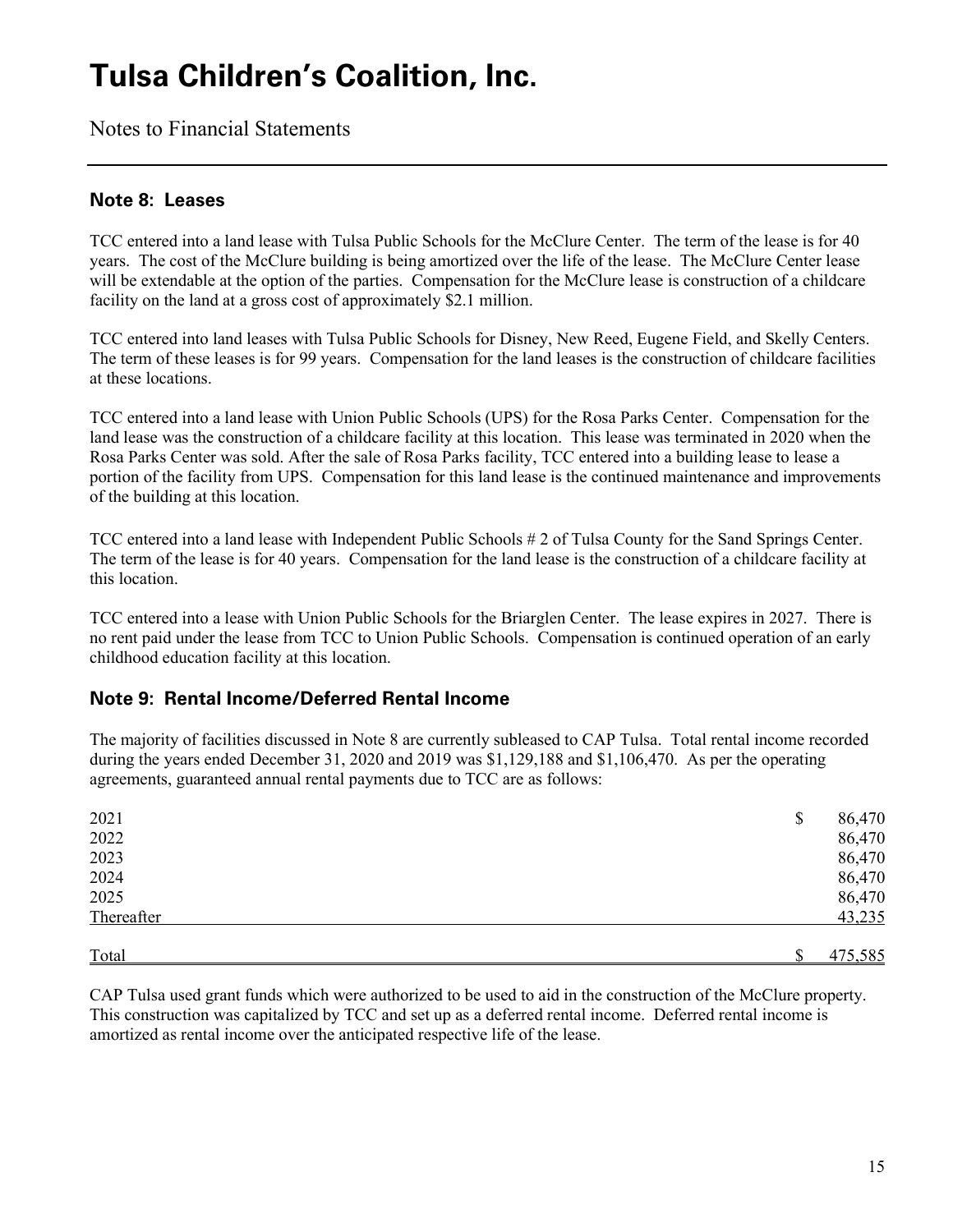# Tulsa Children's Coalition, Inc.

Notes to Financial Statements

## Note 8: Leases

TCC entered into a land lease with Tulsa Public Schools for the McClure Center. The term of the lease is for 40 years. The cost of the McClure building is being amortized over the life of the lease. The McClure Center lease will be extendable at the option of the parties. Compensation for the McClure lease is construction of a childcare facility on the land at a gross cost of approximately $2.1 million.

TCC entered into land leases with Tulsa Public Schools for Disney, New Reed, Eugene Field, and Skelly Centers. The term of these leases is for 99 years. Compensation for the land leases is the construction of childcare facilities at these locations.

TCC entered into a land lease with Union Public Schools (UPS) for the Rosa Parks Center. Compensation for the land lease was the construction of a childcare facility at this location. This lease was terminated in 2020 when the Rosa Parks Center was sold. After the sale of Rosa Parks facility, TCC entered into a building lease to lease a portion of the facility from UPS. Compensation for this land lease is the continued maintenance and improvements of the building at this location.

TCC entered into a land lease with Independent Public Schools # 2 of Tulsa County for the Sand Springs Center. The term of the lease is for 40 years. Compensation for the land lease is the construction of a childcare facility at this location.

TCC entered into a lease with Union Public Schools for the Briarglen Center. The lease expires in 2027. There is no rent paid under the lease from TCC to Union Public Schools. Compensation is continued operation of an early childhood education facility at this location.

## Note 9: Rental Income/Deferred Rental Income

The majority of facilities discussed in Note 8 are currently subleased to CAP Tulsa. Total rental income recorded during the years ended December 31, 2020 and 2019 was $1,129,188 and $1,106,470. As per the operating agreements, guaranteed annual rental payments due to TCC are as follows:

| | |
|---|---|
| 2021 | $ 86,470 |
| 2022 | 86,470 |
| 2023 | 86,470 |
| 2024 | 86,470 |
| 2025 | 86,470 |
| Thereafter | 43,235 |
| Total | $ 475,585 |

CAP Tulsa used grant funds which were authorized to be used to aid in the construction of the McClure property. This construction was capitalized by TCC and set up as a deferred rental income. Deferred rental income is amortized as rental income over the anticipated respective life of the lease.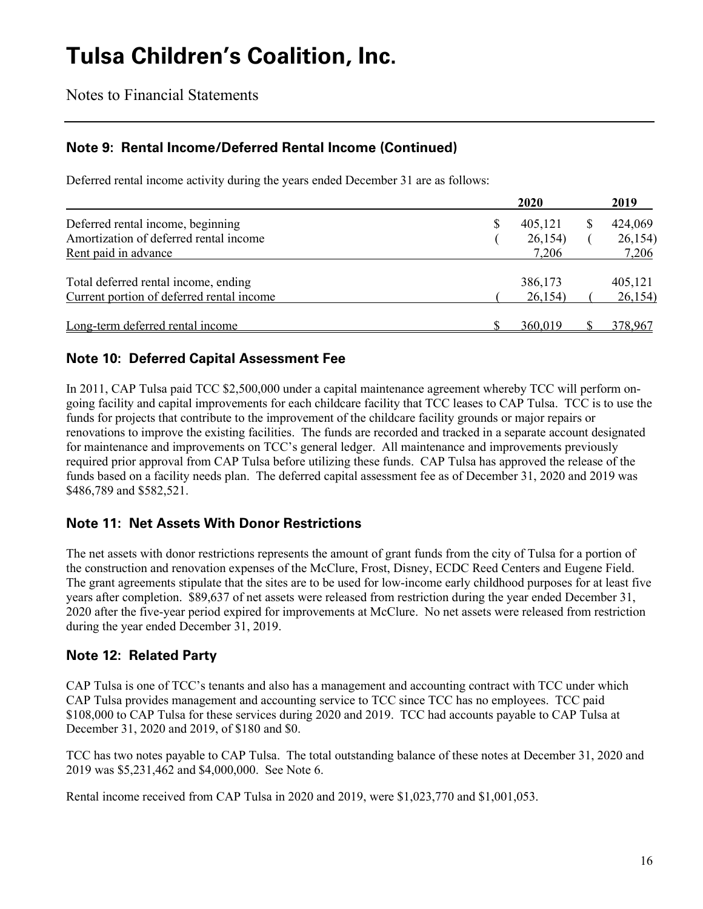# Tulsa Children's Coalition, Inc.

Notes to Financial Statements

## Note 9: Rental Income/Deferred Rental Income (Continued)

Deferred rental income activity during the years ended December 31 are as follows:

| | 2020 | 2019 |
|---|---|---|
| Deferred rental income, beginning | $ 405,121 | $ 424,069 |
| Amortization of deferred rental income | ( 26,154) | ( 26,154) |
| Rent paid in advance | 7,206 | 7,206 |
| Total deferred rental income, ending | 386,173 | 405,121 |
| Current portion of deferred rental income | ( 26,154) | ( 26,154) |
| Long-term deferred rental income | $ 360,019 | $ 378,967 |

## Note 10: Deferred Capital Assessment Fee

In 2011, CAP Tulsa paid TCC $2,500,000 under a capital maintenance agreement whereby TCC will perform on-going facility and capital improvements for each childcare facility that TCC leases to CAP Tulsa. TCC is to use the funds for projects that contribute to the improvement of the childcare facility grounds or major repairs or renovations to improve the existing facilities. The funds are recorded and tracked in a separate account designated for maintenance and improvements on TCC's general ledger. All maintenance and improvements previously required prior approval from CAP Tulsa before utilizing these funds. CAP Tulsa has approved the release of the funds based on a facility needs plan. The deferred capital assessment fee as of December 31, 2020 and 2019 was $486,789 and $582,521.

## Note 11: Net Assets With Donor Restrictions

The net assets with donor restrictions represents the amount of grant funds from the city of Tulsa for a portion of the construction and renovation expenses of the McClure, Frost, Disney, ECDC Reed Centers and Eugene Field. The grant agreements stipulate that the sites are to be used for low-income early childhood purposes for at least five years after completion. $89,637 of net assets were released from restriction during the year ended December 31, 2020 after the five-year period expired for improvements at McClure. No net assets were released from restriction during the year ended December 31, 2019.

## Note 12: Related Party

CAP Tulsa is one of TCC's tenants and also has a management and accounting contract with TCC under which CAP Tulsa provides management and accounting service to TCC since TCC has no employees. TCC paid $108,000 to CAP Tulsa for these services during 2020 and 2019. TCC had accounts payable to CAP Tulsa at December 31, 2020 and 2019, of $180 and $0.

TCC has two notes payable to CAP Tulsa. The total outstanding balance of these notes at December 31, 2020 and 2019 was $5,231,462 and $4,000,000. See Note 6.

Rental income received from CAP Tulsa in 2020 and 2019, were $1,023,770 and $1,001,053.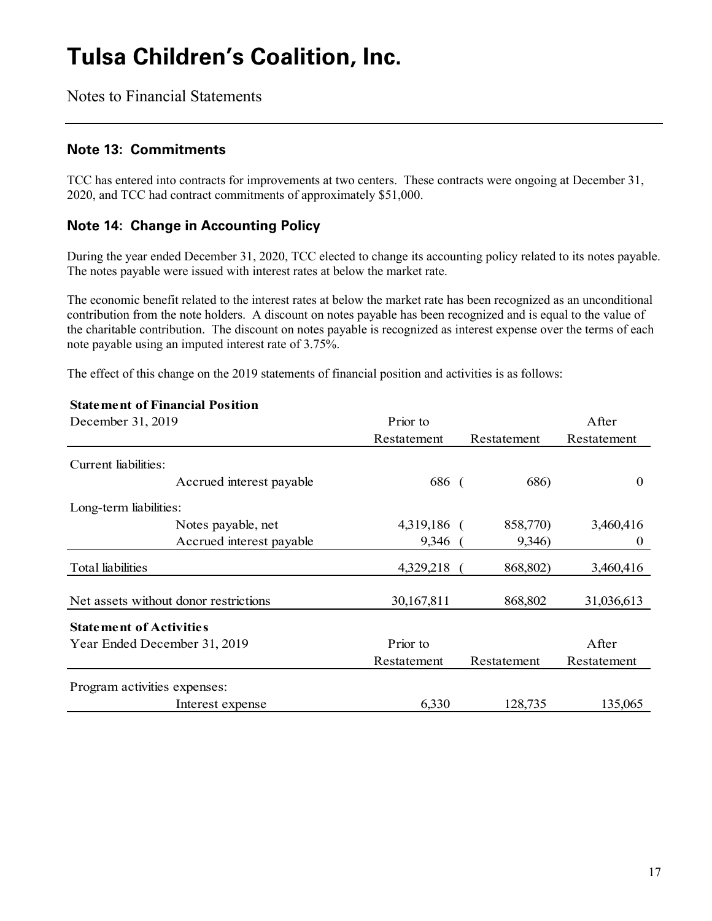# Tulsa Children's Coalition, Inc.

Notes to Financial Statements

## Note 13: Commitments

TCC has entered into contracts for improvements at two centers. These contracts were ongoing at December 31, 2020, and TCC had contract commitments of approximately $51,000.

## Note 14: Change in Accounting Policy

During the year ended December 31, 2020, TCC elected to change its accounting policy related to its notes payable. The notes payable were issued with interest rates at below the market rate.

The economic benefit related to the interest rates at below the market rate has been recognized as an unconditional contribution from the note holders. A discount on notes payable has been recognized and is equal to the value of the charitable contribution. The discount on notes payable is recognized as interest expense over the terms of each note payable using an imputed interest rate of 3.75%.

The effect of this change on the 2019 statements of financial position and activities is as follows:

**Statement of Financial Position**

| December 31, 2019 | Prior to Restatement | Restatement | After Restatement |
|---|---|---|---|
| Current liabilities: | | | |
| Accrued interest payable | 686 | (686) | 0 |
| Long-term liabilities: | | | |
| Notes payable, net | 4,319,186 | (858,770) | 3,460,416 |
| Accrued interest payable | 9,346 | (9,346) | 0 |
| Total liabilities | 4,329,218 | (868,802) | 3,460,416 |
| Net assets without donor restrictions | 30,167,811 | 868,802 | 31,036,613 |

**Statement of Activities**

| Year Ended December 31, 2019 | Prior to Restatement | Restatement | After Restatement |
|---|---|---|---|
| Program activities expenses: | | | |
| Interest expense | 6,330 | 128,735 | 135,065 |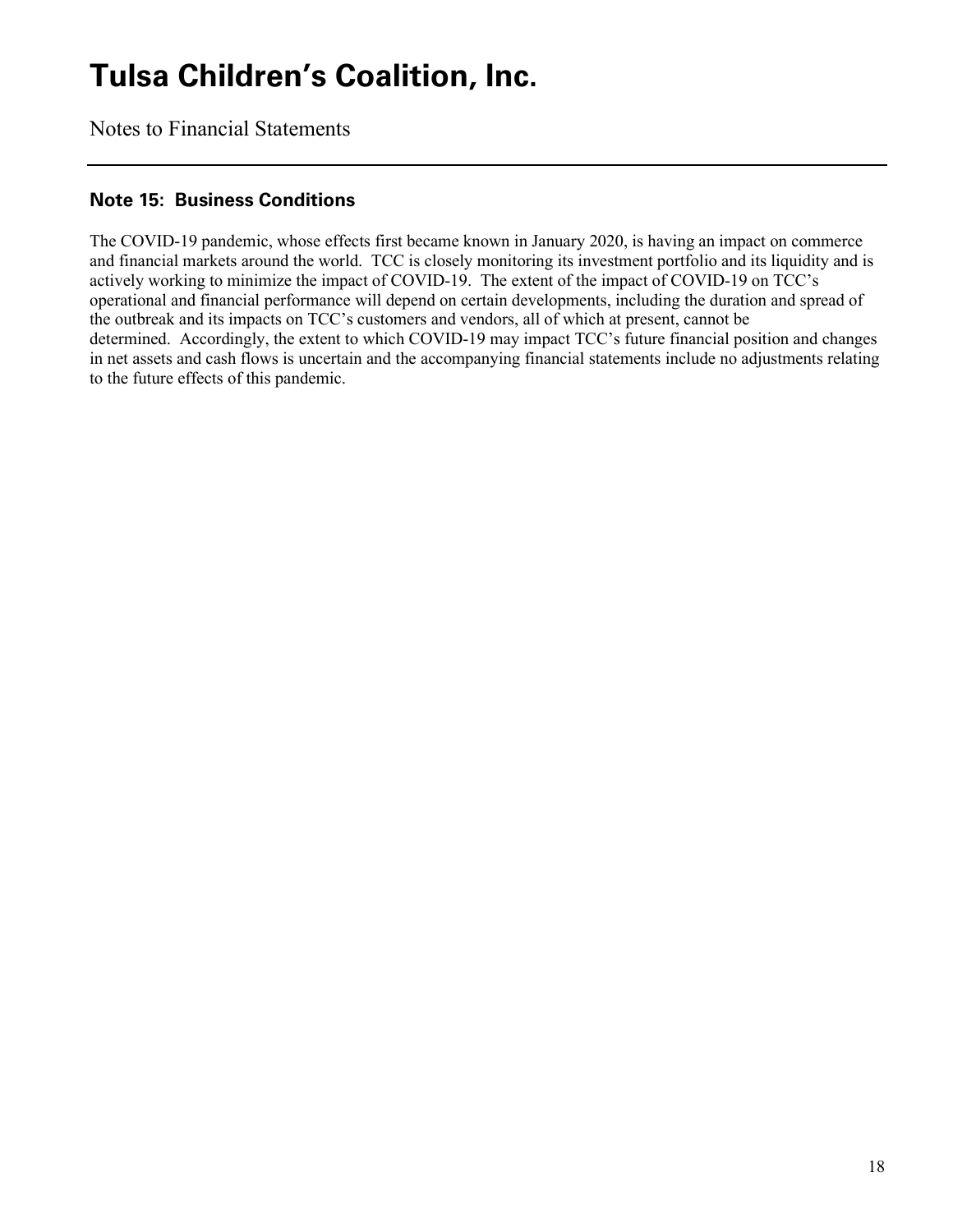## Note 15: Business Conditions

The COVID-19 pandemic, whose effects first became known in January 2020, is having an impact on commerce and financial markets around the world. TCC is closely monitoring its investment portfolio and its liquidity and is actively working to minimize the impact of COVID-19. The extent of the impact of COVID-19 on TCC's operational and financial performance will depend on certain developments, including the duration and spread of the outbreak and its impacts on TCC's customers and vendors, all of which at present, cannot be determined. Accordingly, the extent to which COVID-19 may impact TCC's future financial position and changes in net assets and cash flows is uncertain and the accompanying financial statements include no adjustments relating to the future effects of this pandemic.